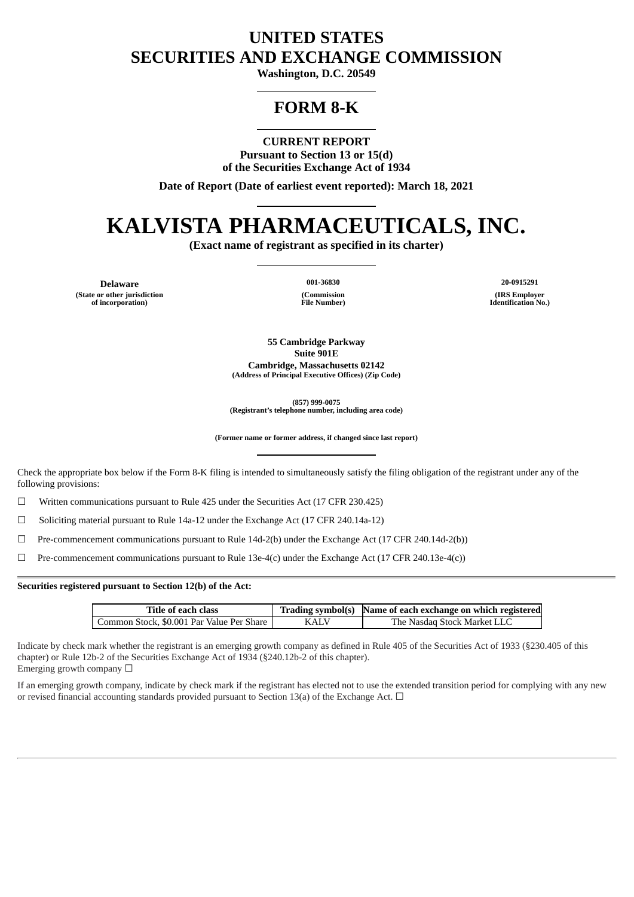# UNITED STATES
# SECURITIES AND EXCHANGE COMMISSION

**Washington, D.C. 20549**

---

# FORM 8-K

---

**CURRENT REPORT**
**Pursuant to Section 13 or 15(d)**
**of the Securities Exchange Act of 1934**

**Date of Report (Date of earliest event reported): March 18, 2021**

---

# KALVISTA PHARMACEUTICALS, INC.

**(Exact name of registrant as specified in its charter)**

---

| Delaware | 001-36830 | 20-0915291 |
|---|---|---|
| (State or other jurisdiction of incorporation) | (Commission File Number) | (IRS Employer Identification No.) |

**55 Cambridge Parkway**
**Suite 901E**
**Cambridge, Massachusetts 02142**
**(Address of Principal Executive Offices) (Zip Code)**

**(857) 999-0075**
**(Registrant's telephone number, including area code)**

**(Former name or former address, if changed since last report)**

---

Check the appropriate box below if the Form 8-K filing is intended to simultaneously satisfy the filing obligation of the registrant under any of the following provisions:

☐ Written communications pursuant to Rule 425 under the Securities Act (17 CFR 230.425)

☐ Soliciting material pursuant to Rule 14a-12 under the Exchange Act (17 CFR 240.14a-12)

☐ Pre-commencement communications pursuant to Rule 14d-2(b) under the Exchange Act (17 CFR 240.14d-2(b))

☐ Pre-commencement communications pursuant to Rule 13e-4(c) under the Exchange Act (17 CFR 240.13e-4(c))

**Securities registered pursuant to Section 12(b) of the Act:**

| Title of each class | Trading symbol(s) | Name of each exchange on which registered |
|---|---|---|
| Common Stock, $0.001 Par Value Per Share | KALV | The Nasdaq Stock Market LLC |

Indicate by check mark whether the registrant is an emerging growth company as defined in Rule 405 of the Securities Act of 1933 (§230.405 of this chapter) or Rule 12b-2 of the Securities Exchange Act of 1934 (§240.12b-2 of this chapter).
Emerging growth company ☐

If an emerging growth company, indicate by check mark if the registrant has elected not to use the extended transition period for complying with any new or revised financial accounting standards provided pursuant to Section 13(a) of the Exchange Act. ☐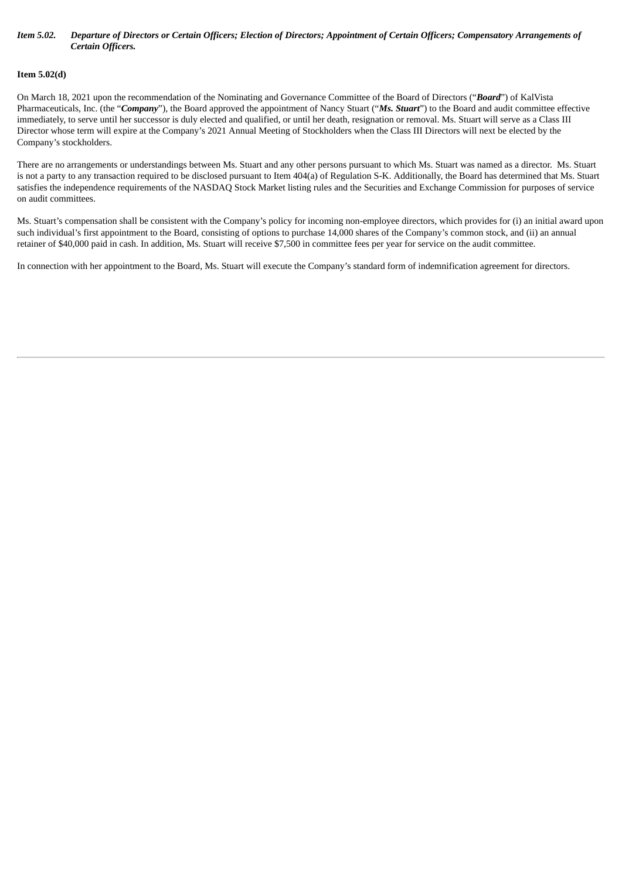***Item 5.02. Departure of Directors or Certain Officers; Election of Directors; Appointment of Certain Officers; Compensatory Arrangements of Certain Officers.***

**Item 5.02(d)**

On March 18, 2021 upon the recommendation of the Nominating and Governance Committee of the Board of Directors ("***Board***") of KalVista Pharmaceuticals, Inc. (the "***Company***"), the Board approved the appointment of Nancy Stuart ("***Ms. Stuart***") to the Board and audit committee effective immediately, to serve until her successor is duly elected and qualified, or until her death, resignation or removal. Ms. Stuart will serve as a Class III Director whose term will expire at the Company's 2021 Annual Meeting of Stockholders when the Class III Directors will next be elected by the Company's stockholders.

There are no arrangements or understandings between Ms. Stuart and any other persons pursuant to which Ms. Stuart was named as a director. Ms. Stuart is not a party to any transaction required to be disclosed pursuant to Item 404(a) of Regulation S-K. Additionally, the Board has determined that Ms. Stuart satisfies the independence requirements of the NASDAQ Stock Market listing rules and the Securities and Exchange Commission for purposes of service on audit committees.

Ms. Stuart's compensation shall be consistent with the Company's policy for incoming non-employee directors, which provides for (i) an initial award upon such individual's first appointment to the Board, consisting of options to purchase 14,000 shares of the Company's common stock, and (ii) an annual retainer of $40,000 paid in cash. In addition, Ms. Stuart will receive $7,500 in committee fees per year for service on the audit committee.

In connection with her appointment to the Board, Ms. Stuart will execute the Company's standard form of indemnification agreement for directors.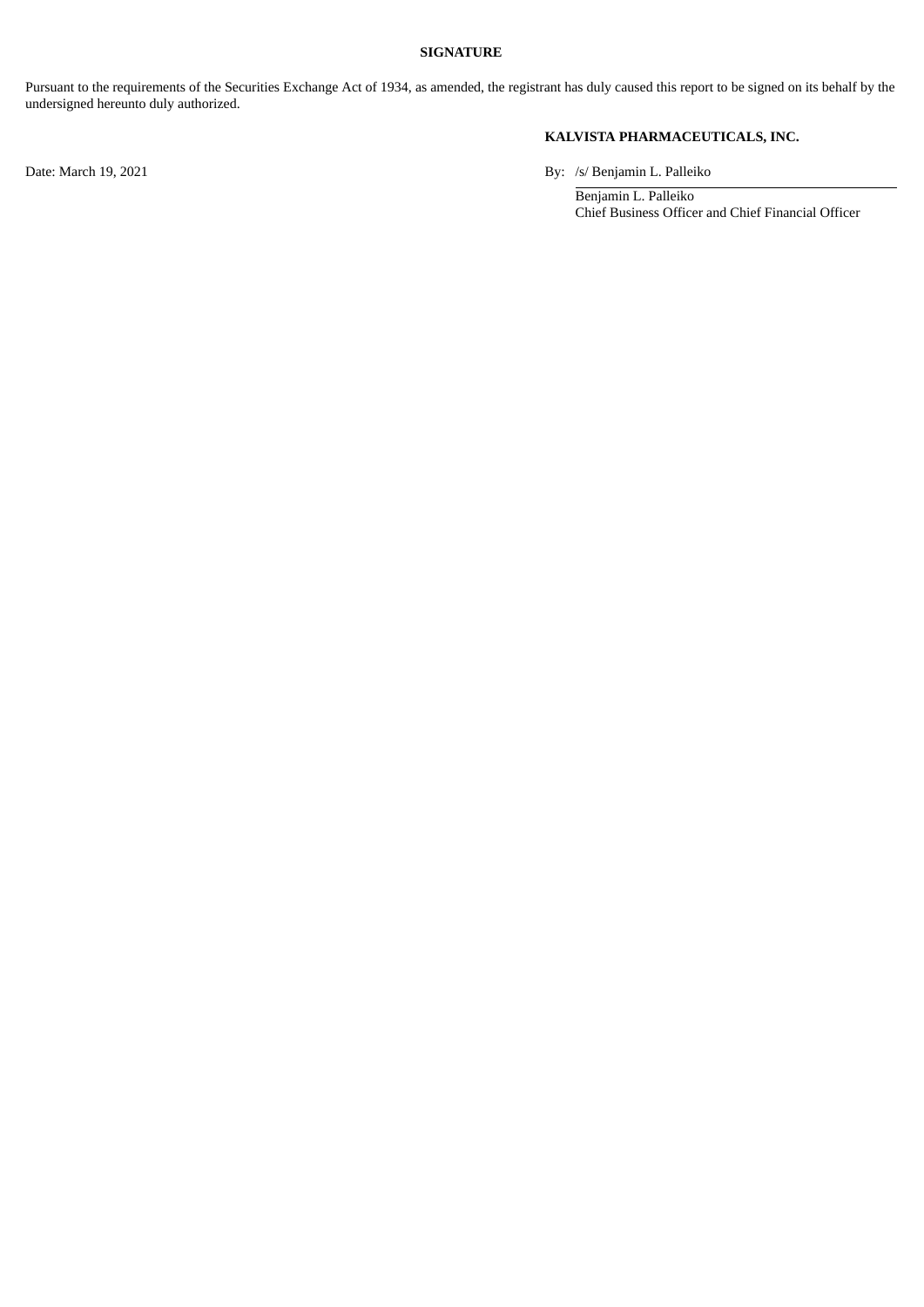**SIGNATURE**

Pursuant to the requirements of the Securities Exchange Act of 1934, as amended, the registrant has duly caused this report to be signed on its behalf by the undersigned hereunto duly authorized.

**KALVISTA PHARMACEUTICALS, INC.**

Date: March 19, 2021

By: /s/ Benjamin L. Palleiko

Benjamin L. Palleiko
Chief Business Officer and Chief Financial Officer